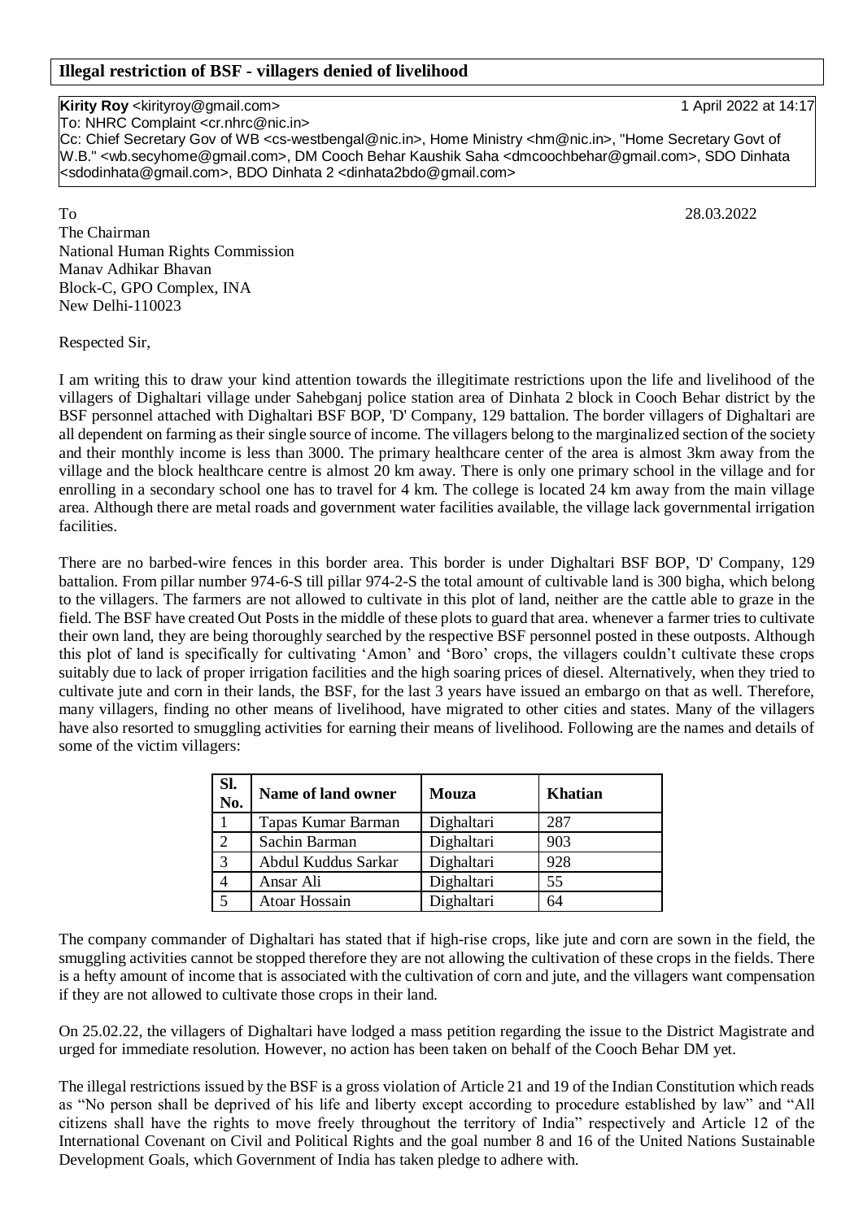**Illegal restriction of BSF - villagers denied of livelihood**

**Kirity Roy** <kirityroy@gmail.com> 1 April 2022 at 14:17
To: NHRC Complaint <cr.nhrc@nic.in>
Cc: Chief Secretary Gov of WB <cs-westbengal@nic.in>, Home Ministry <hm@nic.in>, "Home Secretary Govt of W.B." <wb.secyhome@gmail.com>, DM Cooch Behar Kaushik Saha <dmcoochbehar@gmail.com>, SDO Dinhata <sdodinhata@gmail.com>, BDO Dinhata 2 <dinhata2bdo@gmail.com>

To 28.03.2022

The Chairman
National Human Rights Commission
Manav Adhikar Bhavan
Block-C, GPO Complex, INA
New Delhi-110023

Respected Sir,

I am writing this to draw your kind attention towards the illegitimate restrictions upon the life and livelihood of the villagers of Dighaltari village under Sahebganj police station area of Dinhata 2 block in Cooch Behar district by the BSF personnel attached with Dighaltari BSF BOP, 'D' Company, 129 battalion. The border villagers of Dighaltari are all dependent on farming as their single source of income. The villagers belong to the marginalized section of the society and their monthly income is less than 3000. The primary healthcare center of the area is almost 3km away from the village and the block healthcare centre is almost 20 km away. There is only one primary school in the village and for enrolling in a secondary school one has to travel for 4 km. The college is located 24 km away from the main village area. Although there are metal roads and government water facilities available, the village lack governmental irrigation facilities.

There are no barbed-wire fences in this border area. This border is under Dighaltari BSF BOP, 'D' Company, 129 battalion. From pillar number 974-6-S till pillar 974-2-S the total amount of cultivable land is 300 bigha, which belong to the villagers. The farmers are not allowed to cultivate in this plot of land, neither are the cattle able to graze in the field. The BSF have created Out Posts in the middle of these plots to guard that area. whenever a farmer tries to cultivate their own land, they are being thoroughly searched by the respective BSF personnel posted in these outposts. Although this plot of land is specifically for cultivating 'Amon' and 'Boro' crops, the villagers couldn't cultivate these crops suitably due to lack of proper irrigation facilities and the high soaring prices of diesel. Alternatively, when they tried to cultivate jute and corn in their lands, the BSF, for the last 3 years have issued an embargo on that as well. Therefore, many villagers, finding no other means of livelihood, have migrated to other cities and states. Many of the villagers have also resorted to smuggling activities for earning their means of livelihood. Following are the names and details of some of the victim villagers:

| Sl. No. | Name of land owner | Mouza | Khatian |
|---|---|---|---|
| 1 | Tapas Kumar Barman | Dighaltari | 287 |
| 2 | Sachin Barman | Dighaltari | 903 |
| 3 | Abdul Kuddus Sarkar | Dighaltari | 928 |
| 4 | Ansar Ali | Dighaltari | 55 |
| 5 | Atoar Hossain | Dighaltari | 64 |

The company commander of Dighaltari has stated that if high-rise crops, like jute and corn are sown in the field, the smuggling activities cannot be stopped therefore they are not allowing the cultivation of these crops in the fields. There is a hefty amount of income that is associated with the cultivation of corn and jute, and the villagers want compensation if they are not allowed to cultivate those crops in their land.

On 25.02.22, the villagers of Dighaltari have lodged a mass petition regarding the issue to the District Magistrate and urged for immediate resolution. However, no action has been taken on behalf of the Cooch Behar DM yet.

The illegal restrictions issued by the BSF is a gross violation of Article 21 and 19 of the Indian Constitution which reads as "No person shall be deprived of his life and liberty except according to procedure established by law" and "All citizens shall have the rights to move freely throughout the territory of India" respectively and Article 12 of the International Covenant on Civil and Political Rights and the goal number 8 and 16 of the United Nations Sustainable Development Goals, which Government of India has taken pledge to adhere with.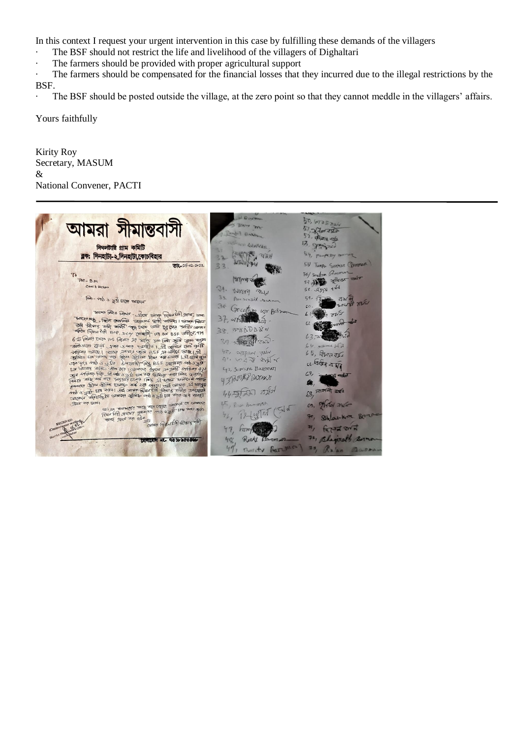In this context I request your urgent intervention in this case by fulfilling these demands of the villagers

- The BSF should not restrict the life and livelihood of the villagers of Dighaltari
- The farmers should be provided with proper agricultural support
- The farmers should be compensated for the financial losses that they incurred due to the illegal restrictions by the BSF.
- The BSF should be posted outside the village, at the zero point so that they cannot meddle in the villagers' affairs.

Yours faithfully

Kirity Roy
Secretary, MASUM
&
National Convener, PACTI

---

আমরা সীমান্তবাসী

দিঘলটারি গ্রাম কমিটি

ব্লক: দিনহাটা-২,দিনহাটা,কোচবিহার